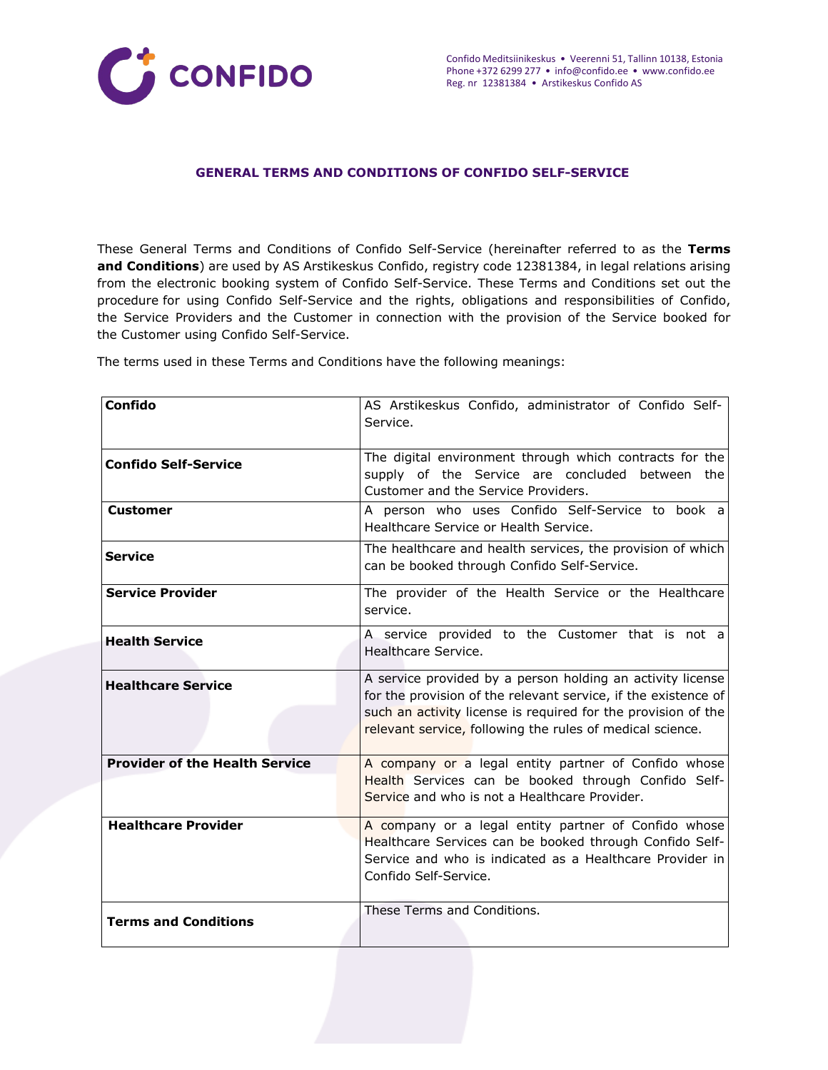## GENERAL TERMS AND CONDITIONS OF CONFIDO SELF-SERVICE

These General Terms and Conditions of Confido Self-Service (hereinafter referred to as the **Terms and Conditions**) are used by AS Arstikeskus Confido, registry code 12381384, in legal relations arising from the electronic booking system of Confido Self-Service. These Terms and Conditions set out the procedure for using Confido Self-Service and the rights, obligations and responsibilities of Confido, the Service Providers and the Customer in connection with the provision of the Service booked for the Customer using Confido Self-Service.

The terms used in these Terms and Conditions have the following meanings:

| Term | Meaning |
|---|---|
| **Confido** | AS Arstikeskus Confido, administrator of Confido Self-Service. |
| **Confido Self-Service** | The digital environment through which contracts for the supply of the Service are concluded between the Customer and the Service Providers. |
| **Customer** | A person who uses Confido Self-Service to book a Healthcare Service or Health Service. |
| **Service** | The healthcare and health services, the provision of which can be booked through Confido Self-Service. |
| **Service Provider** | The provider of the Health Service or the Healthcare service. |
| **Health Service** | A service provided to the Customer that is not a Healthcare Service. |
| **Healthcare Service** | A service provided by a person holding an activity license for the provision of the relevant service, if the existence of such an activity license is required for the provision of the relevant service, following the rules of medical science. |
| **Provider of the Health Service** | A company or a legal entity partner of Confido whose Health Services can be booked through Confido Self-Service and who is not a Healthcare Provider. |
| **Healthcare Provider** | A company or a legal entity partner of Confido whose Healthcare Services can be booked through Confido Self-Service and who is indicated as a Healthcare Provider in Confido Self-Service. |
| **Terms and Conditions** | These Terms and Conditions. |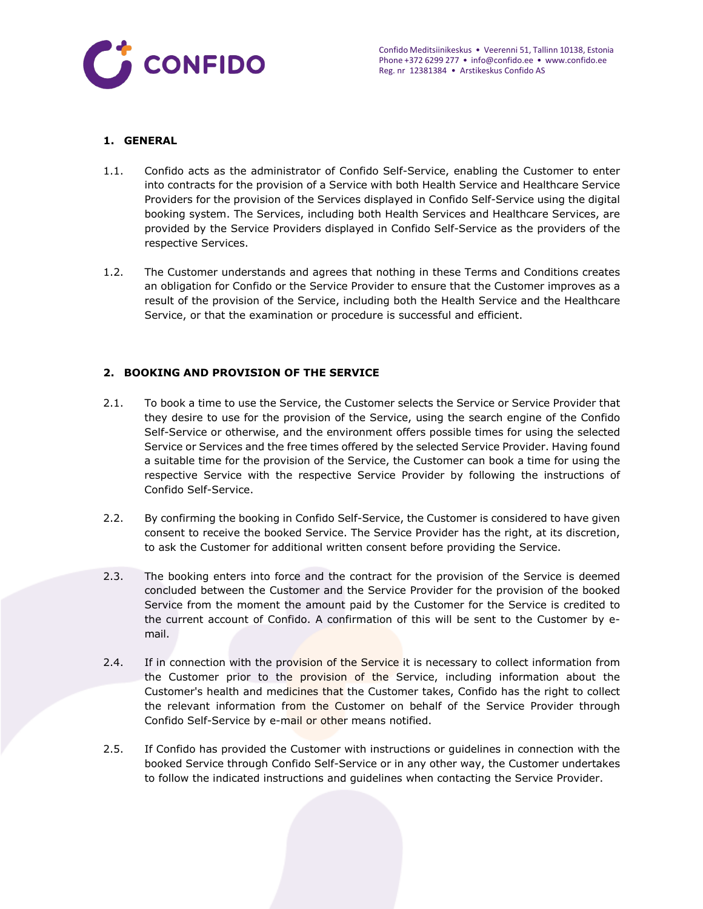## 1. GENERAL

1.1. Confido acts as the administrator of Confido Self-Service, enabling the Customer to enter into contracts for the provision of a Service with both Health Service and Healthcare Service Providers for the provision of the Services displayed in Confido Self-Service using the digital booking system. The Services, including both Health Services and Healthcare Services, are provided by the Service Providers displayed in Confido Self-Service as the providers of the respective Services.

1.2. The Customer understands and agrees that nothing in these Terms and Conditions creates an obligation for Confido or the Service Provider to ensure that the Customer improves as a result of the provision of the Service, including both the Health Service and the Healthcare Service, or that the examination or procedure is successful and efficient.

## 2. BOOKING AND PROVISION OF THE SERVICE

2.1. To book a time to use the Service, the Customer selects the Service or Service Provider that they desire to use for the provision of the Service, using the search engine of the Confido Self-Service or otherwise, and the environment offers possible times for using the selected Service or Services and the free times offered by the selected Service Provider. Having found a suitable time for the provision of the Service, the Customer can book a time for using the respective Service with the respective Service Provider by following the instructions of Confido Self-Service.

2.2. By confirming the booking in Confido Self-Service, the Customer is considered to have given consent to receive the booked Service. The Service Provider has the right, at its discretion, to ask the Customer for additional written consent before providing the Service.

2.3. The booking enters into force and the contract for the provision of the Service is deemed concluded between the Customer and the Service Provider for the provision of the booked Service from the moment the amount paid by the Customer for the Service is credited to the current account of Confido. A confirmation of this will be sent to the Customer by e-mail.

2.4. If in connection with the provision of the Service it is necessary to collect information from the Customer prior to the provision of the Service, including information about the Customer's health and medicines that the Customer takes, Confido has the right to collect the relevant information from the Customer on behalf of the Service Provider through Confido Self-Service by e-mail or other means notified.

2.5. If Confido has provided the Customer with instructions or guidelines in connection with the booked Service through Confido Self-Service or in any other way, the Customer undertakes to follow the indicated instructions and guidelines when contacting the Service Provider.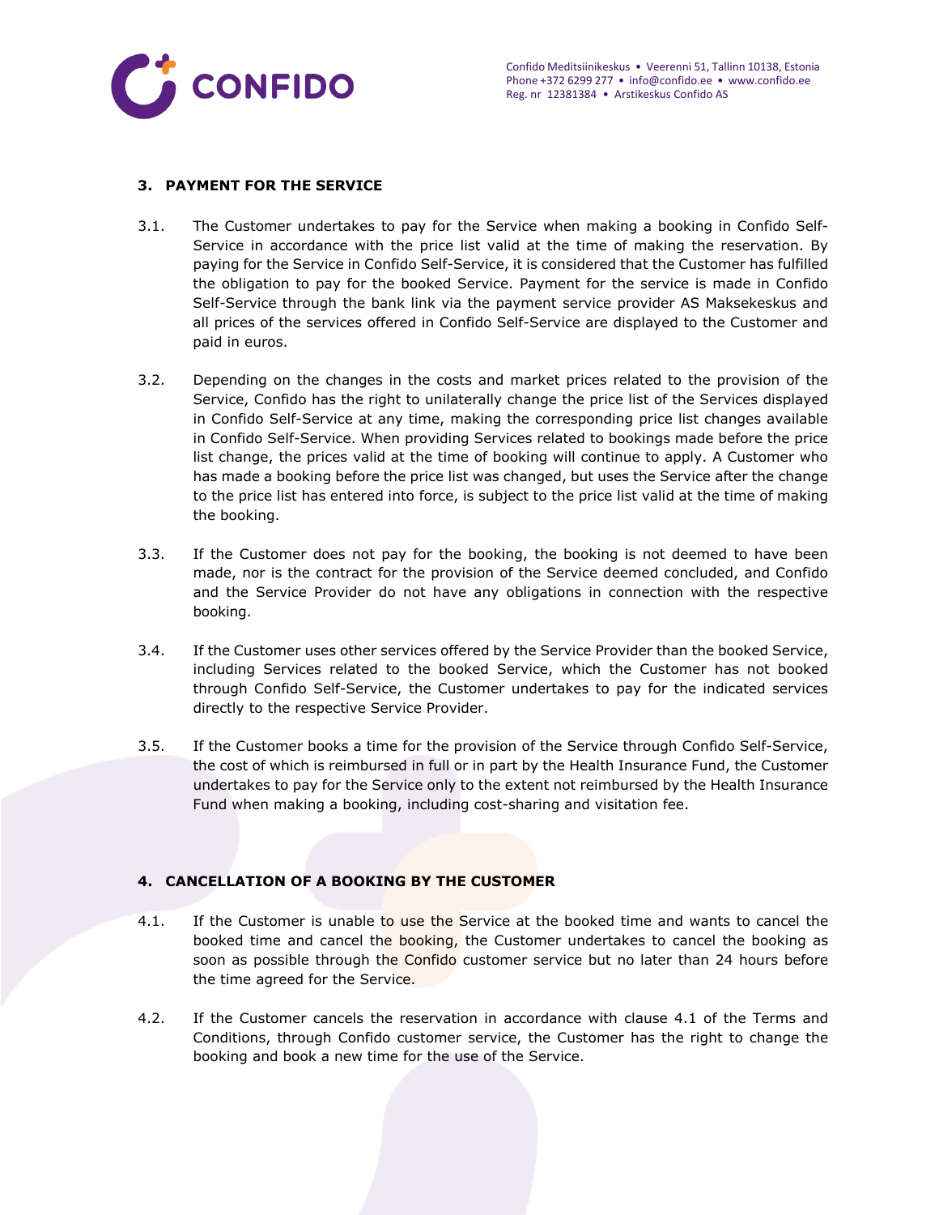## 3. PAYMENT FOR THE SERVICE

3.1. The Customer undertakes to pay for the Service when making a booking in Confido Self-Service in accordance with the price list valid at the time of making the reservation. By paying for the Service in Confido Self-Service, it is considered that the Customer has fulfilled the obligation to pay for the booked Service. Payment for the service is made in Confido Self-Service through the bank link via the payment service provider AS Maksekeskus and all prices of the services offered in Confido Self-Service are displayed to the Customer and paid in euros.

3.2. Depending on the changes in the costs and market prices related to the provision of the Service, Confido has the right to unilaterally change the price list of the Services displayed in Confido Self-Service at any time, making the corresponding price list changes available in Confido Self-Service. When providing Services related to bookings made before the price list change, the prices valid at the time of booking will continue to apply. A Customer who has made a booking before the price list was changed, but uses the Service after the change to the price list has entered into force, is subject to the price list valid at the time of making the booking.

3.3. If the Customer does not pay for the booking, the booking is not deemed to have been made, nor is the contract for the provision of the Service deemed concluded, and Confido and the Service Provider do not have any obligations in connection with the respective booking.

3.4. If the Customer uses other services offered by the Service Provider than the booked Service, including Services related to the booked Service, which the Customer has not booked through Confido Self-Service, the Customer undertakes to pay for the indicated services directly to the respective Service Provider.

3.5. If the Customer books a time for the provision of the Service through Confido Self-Service, the cost of which is reimbursed in full or in part by the Health Insurance Fund, the Customer undertakes to pay for the Service only to the extent not reimbursed by the Health Insurance Fund when making a booking, including cost-sharing and visitation fee.

## 4. CANCELLATION OF A BOOKING BY THE CUSTOMER

4.1. If the Customer is unable to use the Service at the booked time and wants to cancel the booked time and cancel the booking, the Customer undertakes to cancel the booking as soon as possible through the Confido customer service but no later than 24 hours before the time agreed for the Service.

4.2. If the Customer cancels the reservation in accordance with clause 4.1 of the Terms and Conditions, through Confido customer service, the Customer has the right to change the booking and book a new time for the use of the Service.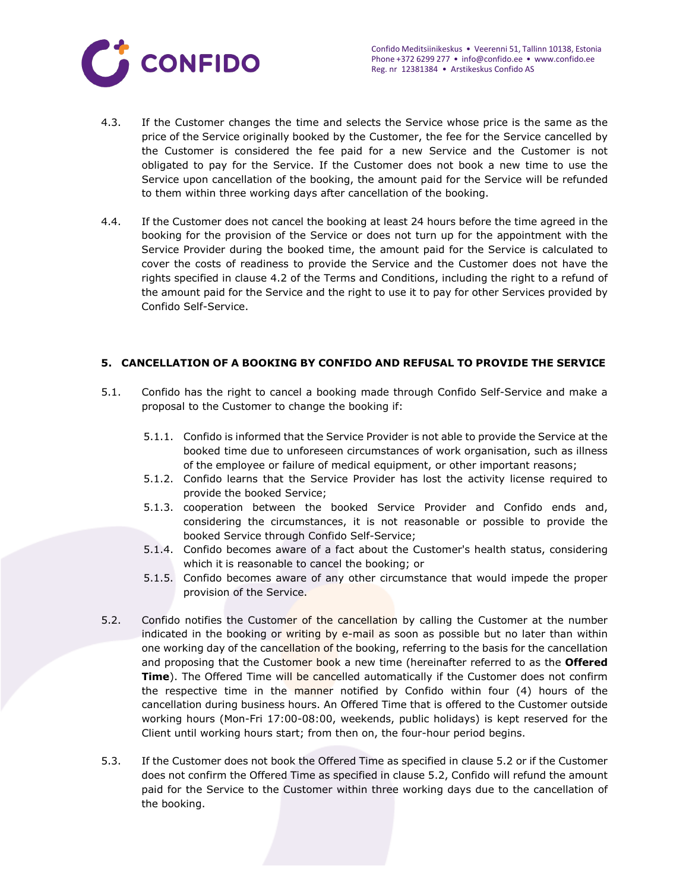4.3. If the Customer changes the time and selects the Service whose price is the same as the price of the Service originally booked by the Customer, the fee for the Service cancelled by the Customer is considered the fee paid for a new Service and the Customer is not obligated to pay for the Service. If the Customer does not book a new time to use the Service upon cancellation of the booking, the amount paid for the Service will be refunded to them within three working days after cancellation of the booking.

4.4. If the Customer does not cancel the booking at least 24 hours before the time agreed in the booking for the provision of the Service or does not turn up for the appointment with the Service Provider during the booked time, the amount paid for the Service is calculated to cover the costs of readiness to provide the Service and the Customer does not have the rights specified in clause 4.2 of the Terms and Conditions, including the right to a refund of the amount paid for the Service and the right to use it to pay for other Services provided by Confido Self-Service.

## 5. CANCELLATION OF A BOOKING BY CONFIDO AND REFUSAL TO PROVIDE THE SERVICE

5.1. Confido has the right to cancel a booking made through Confido Self-Service and make a proposal to the Customer to change the booking if:

- 5.1.1. Confido is informed that the Service Provider is not able to provide the Service at the booked time due to unforeseen circumstances of work organisation, such as illness of the employee or failure of medical equipment, or other important reasons;
- 5.1.2. Confido learns that the Service Provider has lost the activity license required to provide the booked Service;
- 5.1.3. cooperation between the booked Service Provider and Confido ends and, considering the circumstances, it is not reasonable or possible to provide the booked Service through Confido Self-Service;
- 5.1.4. Confido becomes aware of a fact about the Customer's health status, considering which it is reasonable to cancel the booking; or
- 5.1.5. Confido becomes aware of any other circumstance that would impede the proper provision of the Service.

5.2. Confido notifies the Customer of the cancellation by calling the Customer at the number indicated in the booking or writing by e-mail as soon as possible but no later than within one working day of the cancellation of the booking, referring to the basis for the cancellation and proposing that the Customer book a new time (hereinafter referred to as the **Offered Time**). The Offered Time will be cancelled automatically if the Customer does not confirm the respective time in the manner notified by Confido within four (4) hours of the cancellation during business hours. An Offered Time that is offered to the Customer outside working hours (Mon-Fri 17:00-08:00, weekends, public holidays) is kept reserved for the Client until working hours start; from then on, the four-hour period begins.

5.3. If the Customer does not book the Offered Time as specified in clause 5.2 or if the Customer does not confirm the Offered Time as specified in clause 5.2, Confido will refund the amount paid for the Service to the Customer within three working days due to the cancellation of the booking.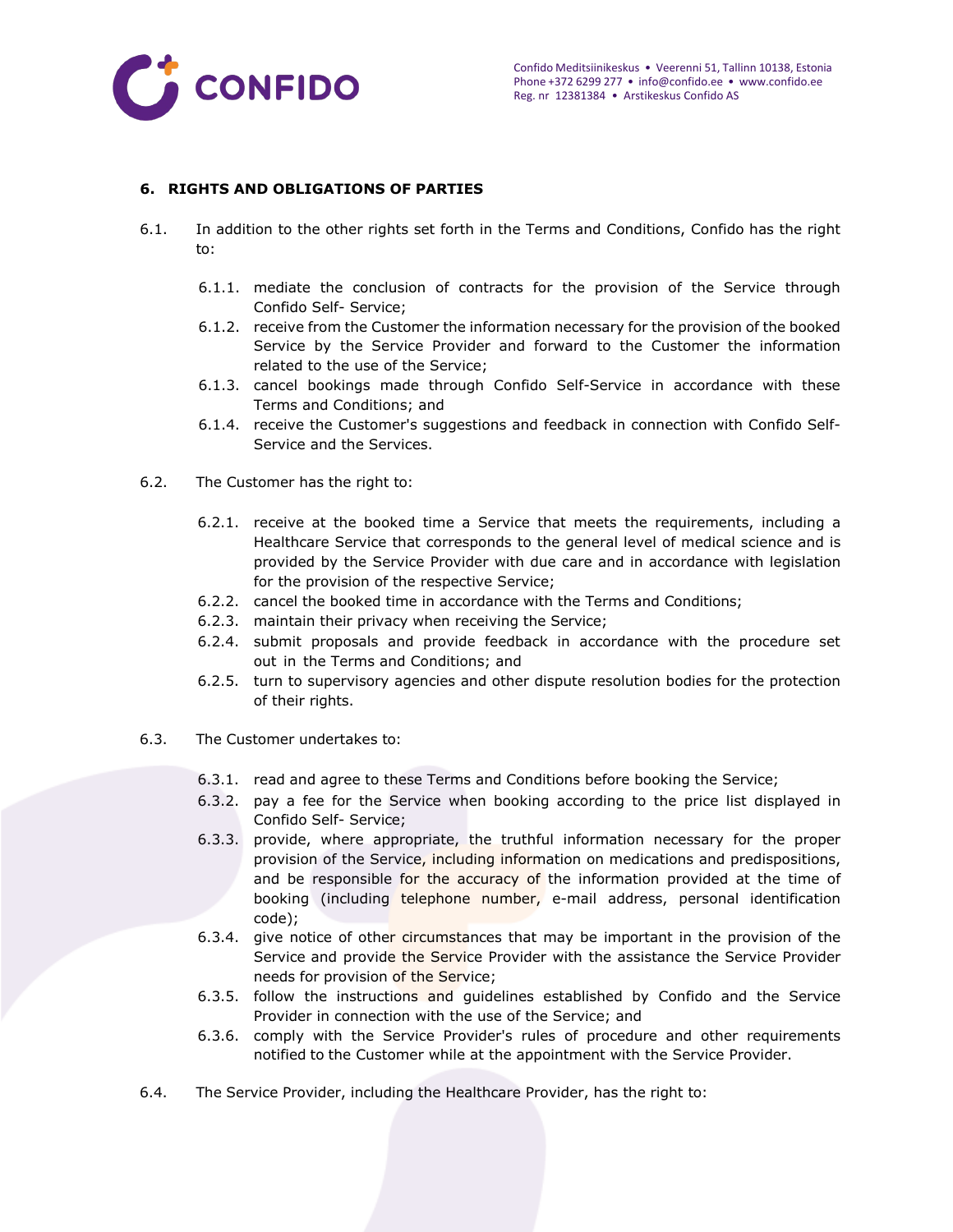## 6. RIGHTS AND OBLIGATIONS OF PARTIES

6.1. In addition to the other rights set forth in the Terms and Conditions, Confido has the right to:

- 6.1.1. mediate the conclusion of contracts for the provision of the Service through Confido Self- Service;
- 6.1.2. receive from the Customer the information necessary for the provision of the booked Service by the Service Provider and forward to the Customer the information related to the use of the Service;
- 6.1.3. cancel bookings made through Confido Self-Service in accordance with these Terms and Conditions; and
- 6.1.4. receive the Customer's suggestions and feedback in connection with Confido Self-Service and the Services.

6.2. The Customer has the right to:

- 6.2.1. receive at the booked time a Service that meets the requirements, including a Healthcare Service that corresponds to the general level of medical science and is provided by the Service Provider with due care and in accordance with legislation for the provision of the respective Service;
- 6.2.2. cancel the booked time in accordance with the Terms and Conditions;
- 6.2.3. maintain their privacy when receiving the Service;
- 6.2.4. submit proposals and provide feedback in accordance with the procedure set out in the Terms and Conditions; and
- 6.2.5. turn to supervisory agencies and other dispute resolution bodies for the protection of their rights.

6.3. The Customer undertakes to:

- 6.3.1. read and agree to these Terms and Conditions before booking the Service;
- 6.3.2. pay a fee for the Service when booking according to the price list displayed in Confido Self- Service;
- 6.3.3. provide, where appropriate, the truthful information necessary for the proper provision of the Service, including information on medications and predispositions, and be responsible for the accuracy of the information provided at the time of booking (including telephone number, e-mail address, personal identification code);
- 6.3.4. give notice of other circumstances that may be important in the provision of the Service and provide the Service Provider with the assistance the Service Provider needs for provision of the Service;
- 6.3.5. follow the instructions and guidelines established by Confido and the Service Provider in connection with the use of the Service; and
- 6.3.6. comply with the Service Provider's rules of procedure and other requirements notified to the Customer while at the appointment with the Service Provider.

6.4. The Service Provider, including the Healthcare Provider, has the right to: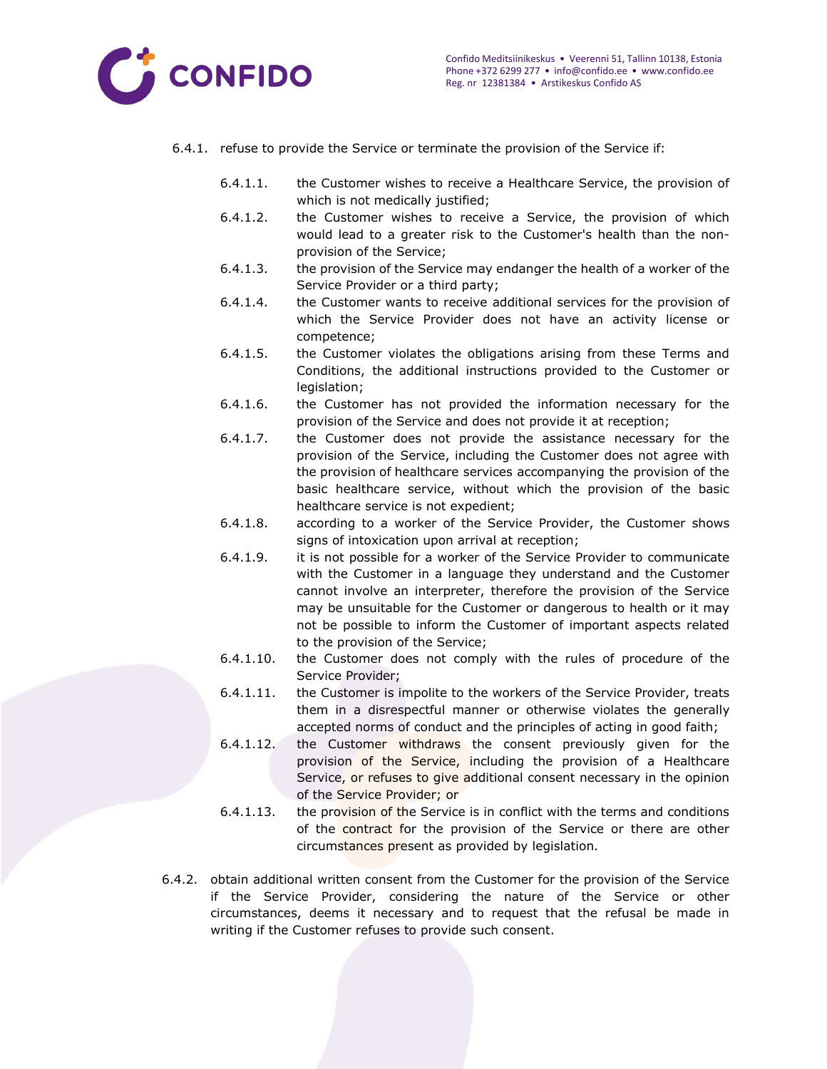6.4.1. refuse to provide the Service or terminate the provision of the Service if:

6.4.1.1. the Customer wishes to receive a Healthcare Service, the provision of which is not medically justified;

6.4.1.2. the Customer wishes to receive a Service, the provision of which would lead to a greater risk to the Customer's health than the non-provision of the Service;

6.4.1.3. the provision of the Service may endanger the health of a worker of the Service Provider or a third party;

6.4.1.4. the Customer wants to receive additional services for the provision of which the Service Provider does not have an activity license or competence;

6.4.1.5. the Customer violates the obligations arising from these Terms and Conditions, the additional instructions provided to the Customer or legislation;

6.4.1.6. the Customer has not provided the information necessary for the provision of the Service and does not provide it at reception;

6.4.1.7. the Customer does not provide the assistance necessary for the provision of the Service, including the Customer does not agree with the provision of healthcare services accompanying the provision of the basic healthcare service, without which the provision of the basic healthcare service is not expedient;

6.4.1.8. according to a worker of the Service Provider, the Customer shows signs of intoxication upon arrival at reception;

6.4.1.9. it is not possible for a worker of the Service Provider to communicate with the Customer in a language they understand and the Customer cannot involve an interpreter, therefore the provision of the Service may be unsuitable for the Customer or dangerous to health or it may not be possible to inform the Customer of important aspects related to the provision of the Service;

6.4.1.10. the Customer does not comply with the rules of procedure of the Service Provider;

6.4.1.11. the Customer is impolite to the workers of the Service Provider, treats them in a disrespectful manner or otherwise violates the generally accepted norms of conduct and the principles of acting in good faith;

6.4.1.12. the Customer withdraws the consent previously given for the provision of the Service, including the provision of a Healthcare Service, or refuses to give additional consent necessary in the opinion of the Service Provider; or

6.4.1.13. the provision of the Service is in conflict with the terms and conditions of the contract for the provision of the Service or there are other circumstances present as provided by legislation.

6.4.2. obtain additional written consent from the Customer for the provision of the Service if the Service Provider, considering the nature of the Service or other circumstances, deems it necessary and to request that the refusal be made in writing if the Customer refuses to provide such consent.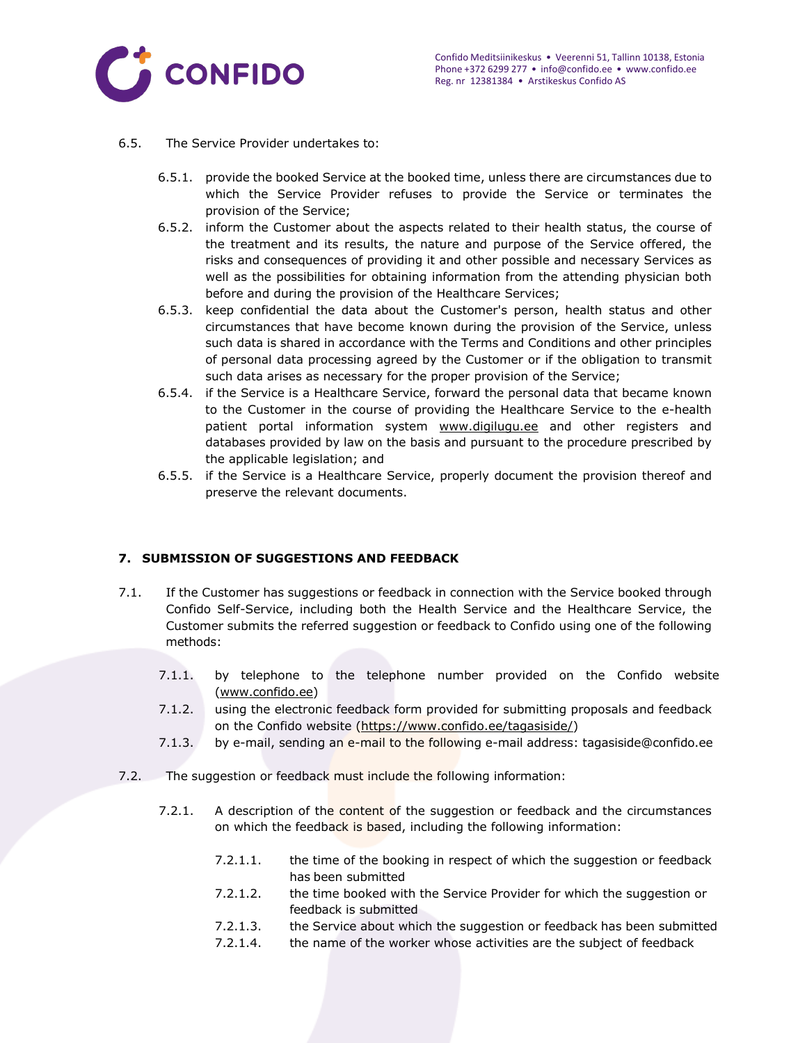6.5. The Service Provider undertakes to:

6.5.1. provide the booked Service at the booked time, unless there are circumstances due to which the Service Provider refuses to provide the Service or terminates the provision of the Service;

6.5.2. inform the Customer about the aspects related to their health status, the course of the treatment and its results, the nature and purpose of the Service offered, the risks and consequences of providing it and other possible and necessary Services as well as the possibilities for obtaining information from the attending physician both before and during the provision of the Healthcare Services;

6.5.3. keep confidential the data about the Customer's person, health status and other circumstances that have become known during the provision of the Service, unless such data is shared in accordance with the Terms and Conditions and other principles of personal data processing agreed by the Customer or if the obligation to transmit such data arises as necessary for the proper provision of the Service;

6.5.4. if the Service is a Healthcare Service, forward the personal data that became known to the Customer in the course of providing the Healthcare Service to the e-health patient portal information system www.digilugu.ee and other registers and databases provided by law on the basis and pursuant to the procedure prescribed by the applicable legislation; and

6.5.5. if the Service is a Healthcare Service, properly document the provision thereof and preserve the relevant documents.

## 7. SUBMISSION OF SUGGESTIONS AND FEEDBACK

7.1. If the Customer has suggestions or feedback in connection with the Service booked through Confido Self-Service, including both the Health Service and the Healthcare Service, the Customer submits the referred suggestion or feedback to Confido using one of the following methods:

7.1.1. by telephone to the telephone number provided on the Confido website (www.confido.ee)

7.1.2. using the electronic feedback form provided for submitting proposals and feedback on the Confido website (https://www.confido.ee/tagasiside/)

7.1.3. by e-mail, sending an e-mail to the following e-mail address: tagasiside@confido.ee

7.2. The suggestion or feedback must include the following information:

7.2.1. A description of the content of the suggestion or feedback and the circumstances on which the feedback is based, including the following information:

7.2.1.1. the time of the booking in respect of which the suggestion or feedback has been submitted

7.2.1.2. the time booked with the Service Provider for which the suggestion or feedback is submitted

7.2.1.3. the Service about which the suggestion or feedback has been submitted

7.2.1.4. the name of the worker whose activities are the subject of feedback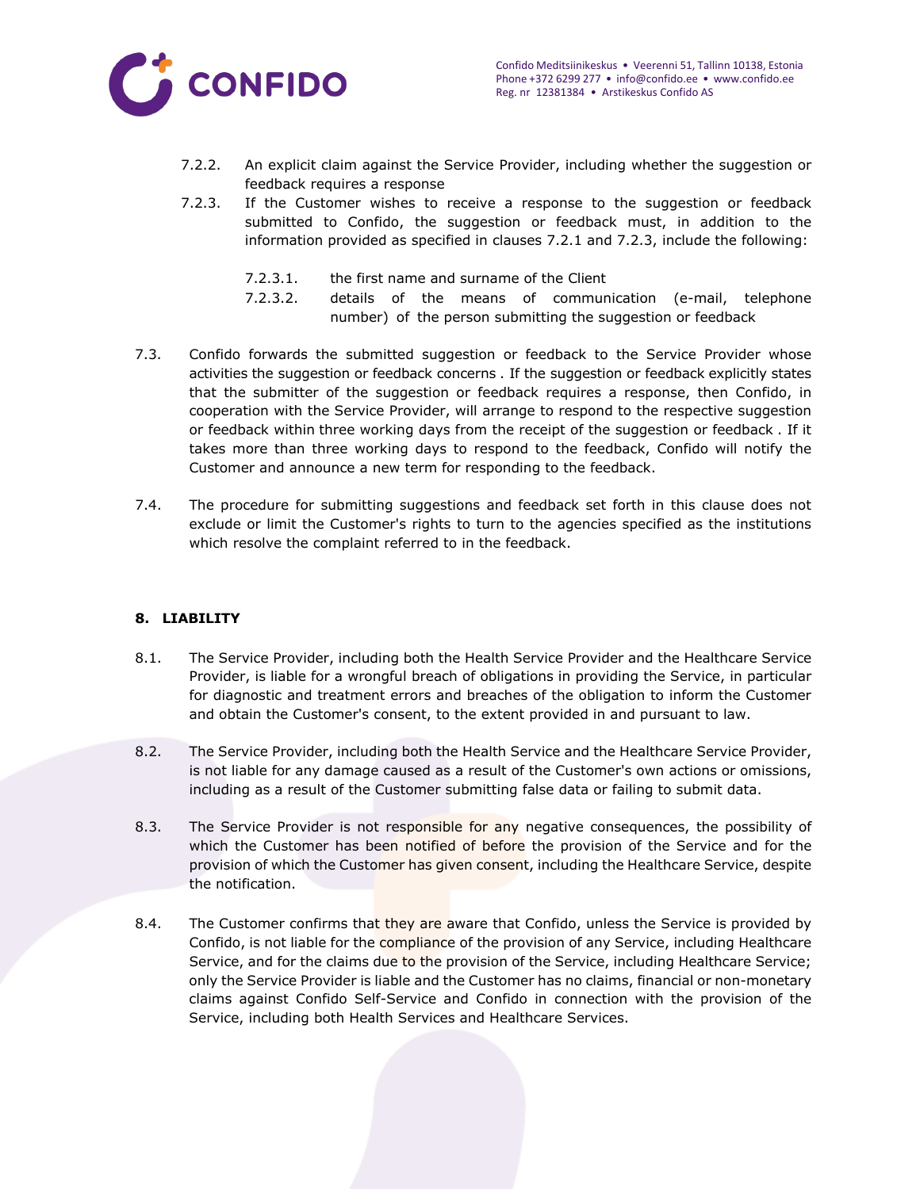7.2.2. An explicit claim against the Service Provider, including whether the suggestion or feedback requires a response

7.2.3. If the Customer wishes to receive a response to the suggestion or feedback submitted to Confido, the suggestion or feedback must, in addition to the information provided as specified in clauses 7.2.1 and 7.2.3, include the following:

7.2.3.1. the first name and surname of the Client

7.2.3.2. details of the means of communication (e-mail, telephone number) of the person submitting the suggestion or feedback

7.3. Confido forwards the submitted suggestion or feedback to the Service Provider whose activities the suggestion or feedback concerns . If the suggestion or feedback explicitly states that the submitter of the suggestion or feedback requires a response, then Confido, in cooperation with the Service Provider, will arrange to respond to the respective suggestion or feedback within three working days from the receipt of the suggestion or feedback . If it takes more than three working days to respond to the feedback, Confido will notify the Customer and announce a new term for responding to the feedback.

7.4. The procedure for submitting suggestions and feedback set forth in this clause does not exclude or limit the Customer's rights to turn to the agencies specified as the institutions which resolve the complaint referred to in the feedback.

## 8. LIABILITY

8.1. The Service Provider, including both the Health Service Provider and the Healthcare Service Provider, is liable for a wrongful breach of obligations in providing the Service, in particular for diagnostic and treatment errors and breaches of the obligation to inform the Customer and obtain the Customer's consent, to the extent provided in and pursuant to law.

8.2. The Service Provider, including both the Health Service and the Healthcare Service Provider, is not liable for any damage caused as a result of the Customer's own actions or omissions, including as a result of the Customer submitting false data or failing to submit data.

8.3. The Service Provider is not responsible for any negative consequences, the possibility of which the Customer has been notified of before the provision of the Service and for the provision of which the Customer has given consent, including the Healthcare Service, despite the notification.

8.4. The Customer confirms that they are aware that Confido, unless the Service is provided by Confido, is not liable for the compliance of the provision of any Service, including Healthcare Service, and for the claims due to the provision of the Service, including Healthcare Service; only the Service Provider is liable and the Customer has no claims, financial or non-monetary claims against Confido Self-Service and Confido in connection with the provision of the Service, including both Health Services and Healthcare Services.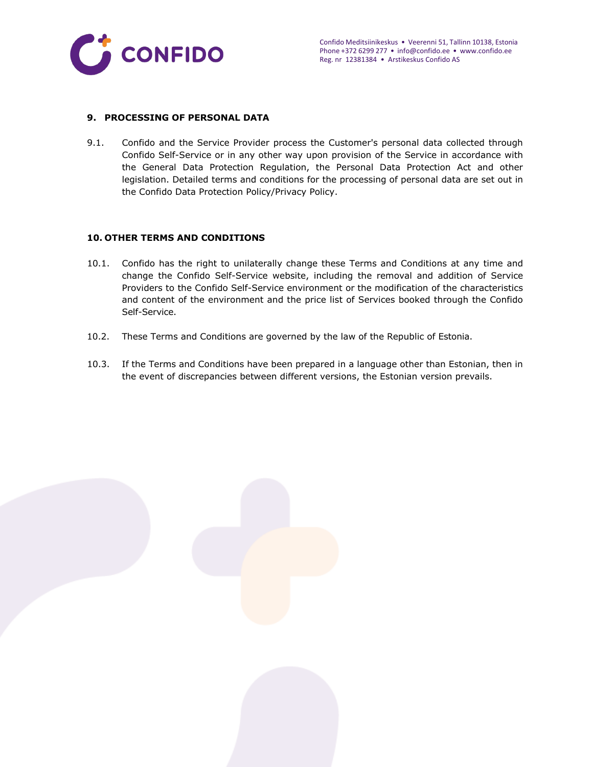## 9. PROCESSING OF PERSONAL DATA

9.1. Confido and the Service Provider process the Customer's personal data collected through Confido Self-Service or in any other way upon provision of the Service in accordance with the General Data Protection Regulation, the Personal Data Protection Act and other legislation. Detailed terms and conditions for the processing of personal data are set out in the Confido Data Protection Policy/Privacy Policy.

## 10. OTHER TERMS AND CONDITIONS

10.1. Confido has the right to unilaterally change these Terms and Conditions at any time and change the Confido Self-Service website, including the removal and addition of Service Providers to the Confido Self-Service environment or the modification of the characteristics and content of the environment and the price list of Services booked through the Confido Self-Service.

10.2. These Terms and Conditions are governed by the law of the Republic of Estonia.

10.3. If the Terms and Conditions have been prepared in a language other than Estonian, then in the event of discrepancies between different versions, the Estonian version prevails.